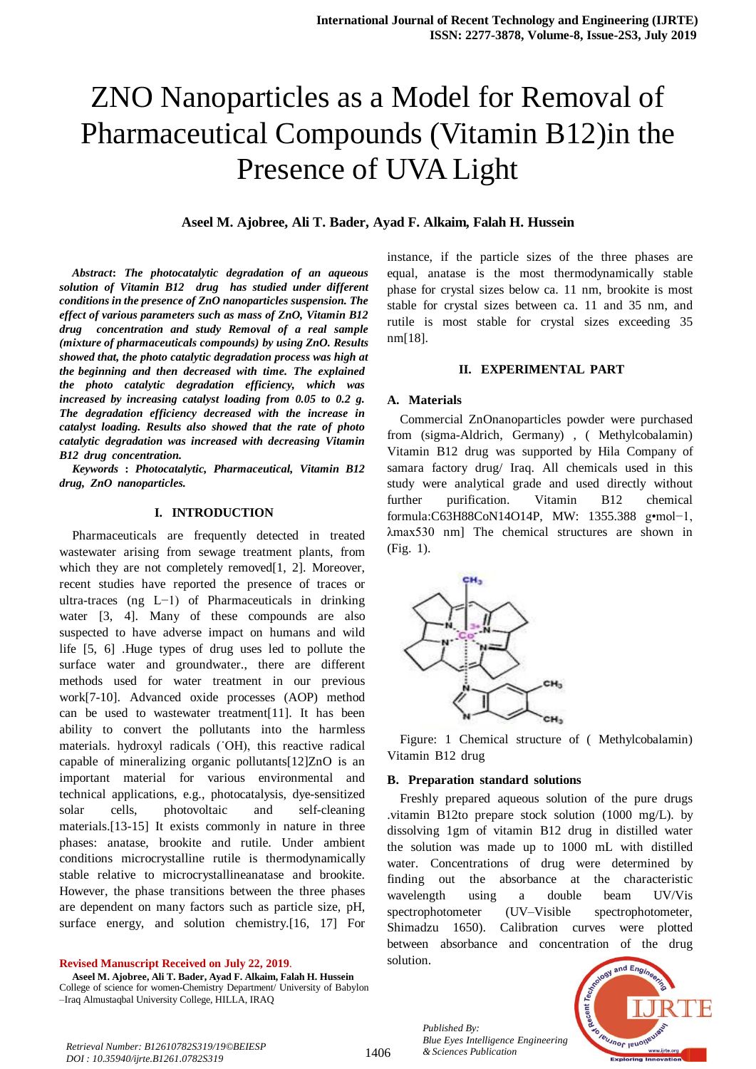# ZNO Nanoparticles as a Model for Removal of Pharmaceutical Compounds (Vitamin B12)in the Presence of UVA Light

**Aseel M. Ajobree, Ali T. Bader, Ayad F. Alkaim, Falah H. Hussein**

***Abstract*: *The photocatalytic degradation of an aqueous solution of Vitamin B12 drug has studied under different conditions in the presence of ZnO nanoparticles suspension. The effect of various parameters such as mass of ZnO, Vitamin B12 drug concentration and study Removal of a real sample (mixture of pharmaceuticals compounds) by using ZnO. Results showed that, the photo catalytic degradation process was high at the beginning and then decreased with time. The explained the photo catalytic degradation efficiency, which was increased by increasing catalyst loading from 0.05 to 0.2 g. The degradation efficiency decreased with the increase in catalyst loading. Results also showed that the rate of photo catalytic degradation was increased with decreasing Vitamin B12 drug concentration.***

***Keywords* : *Photocatalytic, Pharmaceutical, Vitamin B12 drug, ZnO nanoparticles.***

## I. INTRODUCTION

Pharmaceuticals are frequently detected in treated wastewater arising from sewage treatment plants, from which they are not completely removed[1, 2]. Moreover, recent studies have reported the presence of traces or ultra-traces (ng $L^{-1}$) of Pharmaceuticals in drinking water [3, 4]. Many of these compounds are also suspected to have adverse impact on humans and wild life [5, 6] .Huge types of drug uses led to pollute the surface water and groundwater., there are different methods used for water treatment in our previous work[7-10]. Advanced oxide processes (AOP) method can be used to wastewater treatment[11]. It has been ability to convert the pollutants into the harmless materials. hydroxyl radicals (˙OH), this reactive radical capable of mineralizing organic pollutants[12]ZnO is an important material for various environmental and technical applications, e.g., photocatalysis, dye-sensitized solar cells, photovoltaic and self-cleaning materials.[13-15] It exists commonly in nature in three phases: anatase, brookite and rutile. Under ambient conditions microcrystalline rutile is thermodynamically stable relative to microcrystallineanatase and brookite. However, the phase transitions between the three phases are dependent on many factors such as particle size, pH, surface energy, and solution chemistry.[16, 17] For instance, if the particle sizes of the three phases are equal, anatase is the most thermodynamically stable phase for crystal sizes below ca. 11 nm, brookite is most stable for crystal sizes between ca. 11 and 35 nm, and rutile is most stable for crystal sizes exceeding 35 nm[18].

**Revised Manuscript Received on July 22, 2019**.

**Aseel M. Ajobree, Ali T. Bader, Ayad F. Alkaim, Falah H. Hussein** College of science for women-Chemistry Department/ University of Babylon –Iraq Almustaqbal University College, HILLA, IRAQ

## II. EXPERIMENTAL PART

### A. Materials

Commercial ZnOnanoparticles powder were purchased from (sigma-Aldrich, Germany) , ( Methylcobalamin) Vitamin B12 drug was supported by Hila Company of samara factory drug/ Iraq. All chemicals used in this study were analytical grade and used directly without further purification. Vitamin B12 chemical formula:$C_{63}H_{88}CoN_{14}O_{14}P$, MW: 1355.388 g•mol−1, λmax530 nm] The chemical structures are shown in (Fig. 1).

Figure: 1 Chemical structure of ( Methylcobalamin) Vitamin B12 drug

### B. Preparation standard solutions

Freshly prepared aqueous solution of the pure drugs .vitamin B12to prepare stock solution (1000 mg/L). by dissolving 1gm of vitamin B12 drug in distilled water the solution was made up to 1000 mL with distilled water. Concentrations of drug were determined by finding out the absorbance at the characteristic wavelength using a double beam UV/Vis spectrophotometer (UV–Visible spectrophotometer, Shimadzu 1650). Calibration curves were plotted between absorbance and concentration of the drug solution.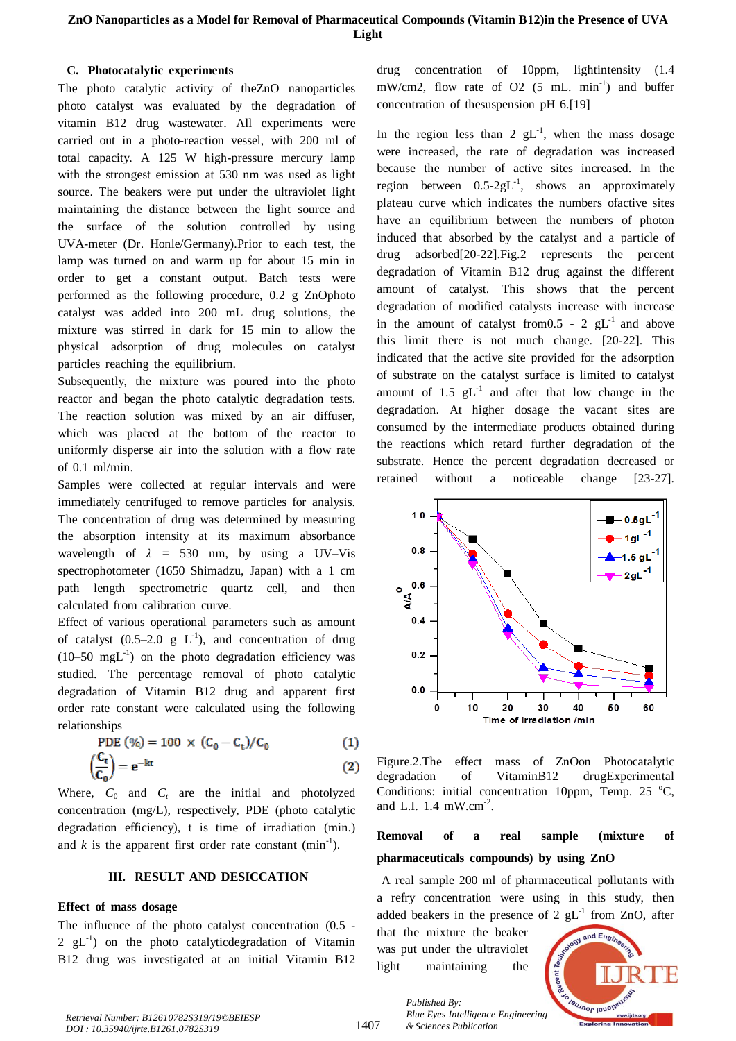### C. Photocatalytic experiments

The photo catalytic activity of theZnO nanoparticles photo catalyst was evaluated by the degradation of vitamin B12 drug wastewater. All experiments were carried out in a photo-reaction vessel, with 200 mL of total capacity. A 125 W high-pressure mercury lamp with the strongest emission at 530 nm was used as light source. The beakers were put under the ultraviolet light maintaining the distance between the light source and the surface of the solution controlled by using UVA-meter (Dr. Honle/Germany).Prior to each test, the lamp was turned on and warm up for about 15 min in order to get a constant output. Batch tests were performed as the following procedure, 0.2 g ZnOphoto catalyst was added into 200 mL drug solutions, the mixture was stirred in dark for 15 min to allow the physical adsorption of drug molecules on catalyst particles reaching the equilibrium.

Subsequently, the mixture was poured into the photo reactor and began the photo catalytic degradation tests. The reaction solution was mixed by an air diffuser, which was placed at the bottom of the reactor to uniformly disperse air into the solution with a flow rate of 0.1 ml/min.

Samples were collected at regular intervals and were immediately centrifuged to remove particles for analysis. The concentration of drug was determined by measuring the absorption intensity at its maximum absorbance wavelength of $\lambda$ = 530 nm, by using a UV–Vis spectrophotometer (1650 Shimadzu, Japan) with a 1 cm path length spectrometric quartz cell, and then calculated from calibration curve.

Effect of various operational parameters such as amount of catalyst (0.5–2.0 g $L^{-1}$), and concentration of drug (10–50 $mgL^{-1}$) on the photo degradation efficiency was studied. The percentage removal of photo catalytic degradation of Vitamin B12 drug and apparent first order rate constant were calculated using the following relationships

$$\text{PDE}\ (\%) = 100 \times (C_0 - C_t)/C_0 \qquad (1)$$

$$\left(\frac{C_t}{C_0}\right) = e^{-kt} \qquad (2)$$

Where, $C_0$ and $C_t$ are the initial and photolyzed concentration (mg/L), respectively, PDE (photo catalytic degradation efficiency), t is time of irradiation (min.) and $k$ is the apparent first order rate constant ($min^{-1}$).

## III. RESULT AND DESICCATION

### Effect of mass dosage

The influence of the photo catalyst concentration (0.5 - 2 $gL^{-1}$) on the photo catalyticdegradation of Vitamin B12 drug was investigated at an initial Vitamin B12 drug concentration of 10ppm, lightintensity (1.4 mW/cm2, flow rate of O2 (5 mL. $min^{-1}$) and buffer concentration of thesuspension pH 6.[19]

In the region less than 2 $gL^{-1}$, when the mass dosage were increased, the rate of degradation was increased because the number of active sites increased. In the region between 0.5-2$gL^{-1}$, shows an approximately plateau curve which indicates the numbers ofactive sites have an equilibrium between the numbers of photon induced that absorbed by the catalyst and a particle of drug adsorbed[20-22].Fig.2 represents the percent degradation of Vitamin B12 drug against the different amount of catalyst. This shows that the percent degradation of modified catalysts increase with increase in the amount of catalyst from0.5 - 2 $gL^{-1}$ and above this limit there is not much change. [20-22]. This indicated that the active site provided for the adsorption of substrate on the catalyst surface is limited to catalyst amount of 1.5 $gL^{-1}$ and after that low change in the degradation. At higher dosage the vacant sites are consumed by the intermediate products obtained during the reactions which retard further degradation of the substrate. Hence the percent degradation decreased or retained without a noticeable change [23-27].

Figure.2.The effect mass of ZnOon Photocatalytic degradation of VitaminB12 drugExperimental Conditions: initial concentration 10ppm, Temp. 25 °C, and L.I. 1.4 mW.$cm^{-2}$.

### Removal of a real sample (mixture of pharmaceuticals compounds) by using ZnO

A real sample 200 ml of pharmaceutical pollutants with a refry concentration were using in this study, then added beakers in the presence of 2 $gL^{-1}$ from ZnO, after that the mixture the beaker was put under the ultraviolet light maintaining the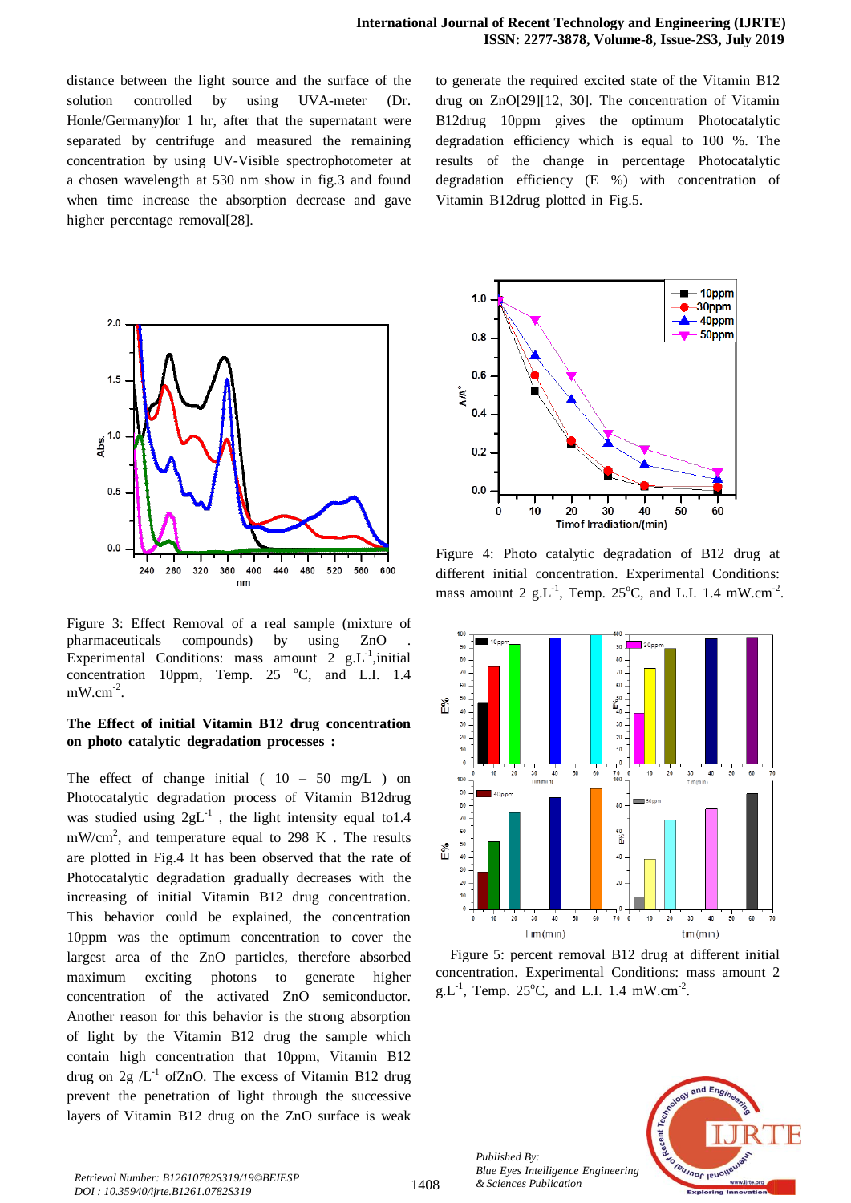distance between the light source and the surface of the solution controlled by using UVA-meter (Dr. Honle/Germany)for 1 hr, after that the supernatant were separated by centrifuge and measured the remaining concentration by using UV-Visible spectrophotometer at a chosen wavelength at 530 nm show in fig.3 and found when time increase the absorption decrease and gave higher percentage removal[28].

Figure 3: Effect Removal of a real sample (mixture of pharmaceuticals compounds) by using ZnO . Experimental Conditions: mass amount 2 $g.L^{-1}$,initial concentration 10ppm, Temp. 25 °C, and L.I. 1.4 $mW.cm^{-2}$.

**The Effect of initial Vitamin B12 drug concentration on photo catalytic degradation processes :**

The effect of change initial ( 10 – 50 mg/L ) on Photocatalytic degradation process of Vitamin B12drug was studied using $2gL^{-1}$ , the light intensity equal to1.4 $mW/cm^2$, and temperature equal to 298 K . The results are plotted in Fig.4 It has been observed that the rate of Photocatalytic degradation gradually decreases with the increasing of initial Vitamin B12 drug concentration. This behavior could be explained, the concentration 10ppm was the optimum concentration to cover the largest area of the ZnO particles, therefore absorbed maximum exciting photons to generate higher concentration of the activated ZnO semiconductor. Another reason for this behavior is the strong absorption of light by the Vitamin B12 drug the sample which contain high concentration that 10ppm, Vitamin B12 drug on 2g $/L^{-1}$ ofZnO. The excess of Vitamin B12 drug prevent the penetration of light through the successive layers of Vitamin B12 drug on the ZnO surface is weak to generate the required excited state of the Vitamin B12 drug on ZnO[29][12, 30]. The concentration of Vitamin B12drug 10ppm gives the optimum Photocatalytic degradation efficiency which is equal to 100 %. The results of the change in percentage Photocatalytic degradation efficiency (E %) with concentration of Vitamin B12drug plotted in Fig.5.

Figure 4: Photo catalytic degradation of B12 drug at different initial concentration. Experimental Conditions: mass amount 2 $g.L^{-1}$, Temp. 25°C, and L.I. 1.4 $mW.cm^{-2}$.

Figure 5: percent removal B12 drug at different initial concentration. Experimental Conditions: mass amount 2 $g.L^{-1}$, Temp. 25°C, and L.I. 1.4 $mW.cm^{-2}$.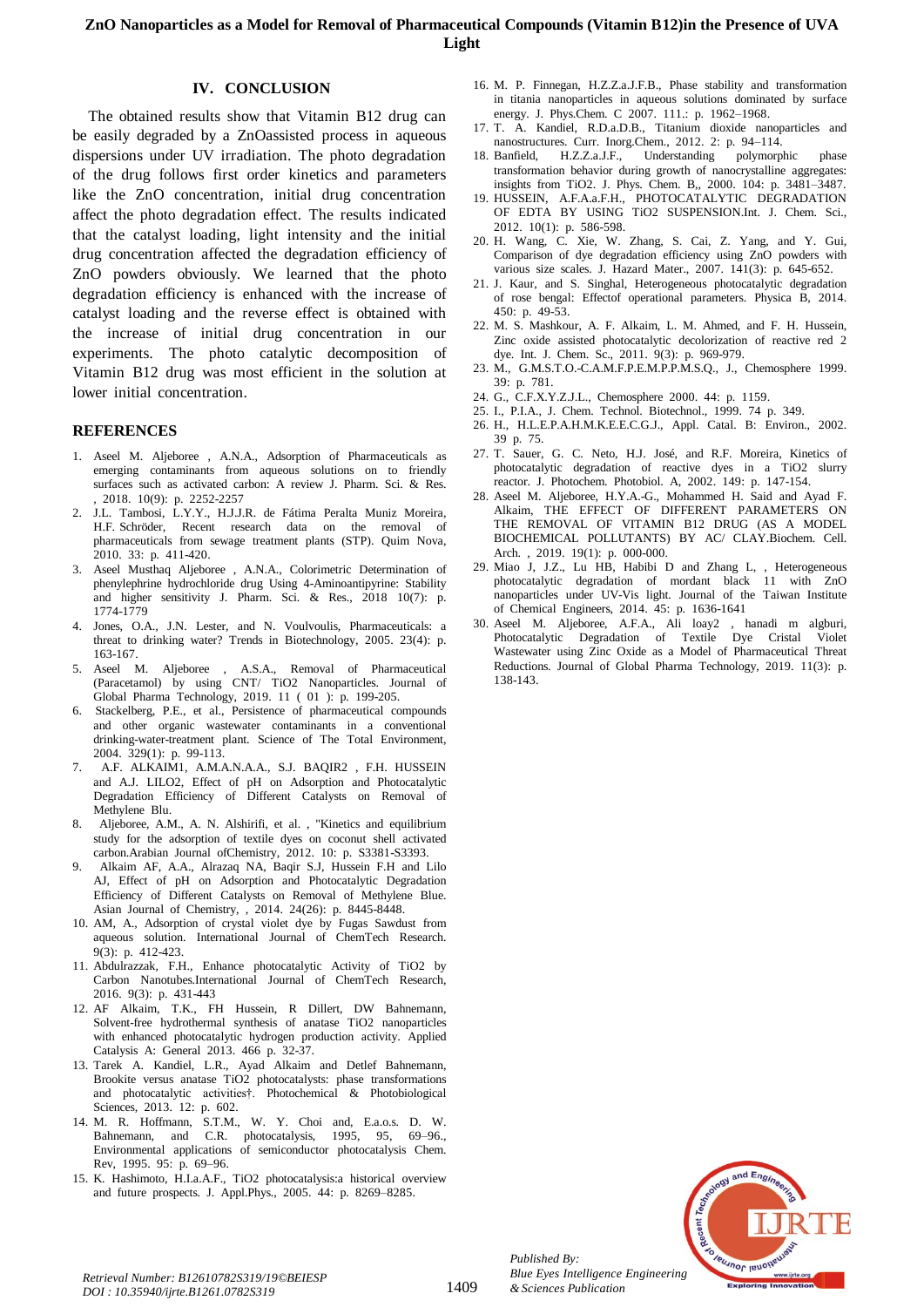## IV. CONCLUSION

The obtained results show that Vitamin B12 drug can be easily degraded by a ZnOassisted process in aqueous dispersions under UV irradiation. The photo degradation of the drug follows first order kinetics and parameters like the ZnO concentration, initial drug concentration affect the photo degradation effect. The results indicated that the catalyst loading, light intensity and the initial drug concentration affected the degradation efficiency of ZnO powders obviously. We learned that the photo degradation efficiency is enhanced with the increase of catalyst loading and the reverse effect is obtained with the increase of initial drug concentration in our experiments. The photo catalytic decomposition of Vitamin B12 drug was most efficient in the solution at lower initial concentration.

## REFERENCES

1. Aseel M. Aljeboree , A.N.A., Adsorption of Pharmaceuticals as emerging contaminants from aqueous solutions on to friendly surfaces such as activated carbon: A review J. Pharm. Sci. & Res. , 2018. 10(9): p. 2252-2257
2. J.L. Tambosi, L.Y.Y., H.J.J.R. de Fátima Peralta Muniz Moreira, H.F. Schröder, Recent research data on the removal of pharmaceuticals from sewage treatment plants (STP). Quim Nova, 2010. 33: p. 411-420.
3. Aseel Musthaq Aljeboree , A.N.A., Colorimetric Determination of phenylephrine hydrochloride drug Using 4-Aminoantipyrine: Stability and higher sensitivity J. Pharm. Sci. & Res., 2018 10(7): p. 1774-1779
4. Jones, O.A., J.N. Lester, and N. Voulvoulis, Pharmaceuticals: a threat to drinking water? Trends in Biotechnology, 2005. 23(4): p. 163-167.
5. Aseel M. Aljeboree , A.S.A., Removal of Pharmaceutical (Paracetamol) by using CNT/ TiO2 Nanoparticles. Journal of Global Pharma Technology, 2019. 11 ( 01 ): p. 199-205.
6. Stackelberg, P.E., et al., Persistence of pharmaceutical compounds and other organic wastewater contaminants in a conventional drinking-water-treatment plant. Science of The Total Environment, 2004. 329(1): p. 99-113.
7. A.F. ALKAIM1, A.M.A.N.A.A., S.J. BAQIR2 , F.H. HUSSEIN and A.J. LILO2, Effect of pH on Adsorption and Photocatalytic Degradation Efficiency of Different Catalysts on Removal of Methylene Blu.
8. Aljeboree, A.M., A. N. Alshirifi, et al. , "Kinetics and equilibrium study for the adsorption of textile dyes on coconut shell activated carbon.Arabian Journal ofChemistry, 2012. 10: p. S3381-S3393.
9. Alkaim AF, A.A., Alrazaq NA, Baqir S.J, Hussein F.H and Lilo AJ, Effect of pH on Adsorption and Photocatalytic Degradation Efficiency of Different Catalysts on Removal of Methylene Blue. Asian Journal of Chemistry, , 2014. 24(26): p. 8445-8448.
10. AM, A., Adsorption of crystal violet dye by Fugas Sawdust from aqueous solution. International Journal of ChemTech Research. 9(3): p. 412-423.
11. Abdulrazzak, F.H., Enhance photocatalytic Activity of TiO2 by Carbon Nanotubes.International Journal of ChemTech Research, 2016. 9(3): p. 431-443
12. AF Alkaim, T.K., FH Hussein, R Dillert, DW Bahnemann, Solvent-free hydrothermal synthesis of anatase TiO2 nanoparticles with enhanced photocatalytic hydrogen production activity. Applied Catalysis A: General 2013. 466 p. 32-37.
13. Tarek A. Kandiel, L.R., Ayad Alkaim and Detlef Bahnemann, Brookite versus anatase TiO2 photocatalysts: phase transformations and photocatalytic activities†. Photochemical & Photobiological Sciences, 2013. 12: p. 602.
14. M. R. Hoffmann, S.T.M., W. Y. Choi and, E.a.o.s. D. W. Bahnemann, and C.R. photocatalysis, 1995, 95, 69–96., Environmental applications of semiconductor photocatalysis Chem. Rev, 1995. 95: p. 69–96.
15. K. Hashimoto, H.I.a.A.F., TiO2 photocatalysis:a historical overview and future prospects. J. Appl.Phys., 2005. 44: p. 8269–8285.
16. M. P. Finnegan, H.Z.Z.a.J.F.B., Phase stability and transformation in titania nanoparticles in aqueous solutions dominated by surface energy. J. Phys.Chem. C 2007. 111.: p. 1962–1968.
17. T. A. Kandiel, R.D.a.D.B., Titanium dioxide nanoparticles and nanostructures. Curr. Inorg.Chem., 2012. 2: p. 94–114.
18. Banfield, H.Z.Z.a.J.F., Understanding polymorphic phase transformation behavior during growth of nanocrystalline aggregates: insights from TiO2. J. Phys. Chem. B,, 2000. 104: p. 3481–3487.
19. HUSSEIN, A.F.A.a.F.H., PHOTOCATALYTIC DEGRADATION OF EDTA BY USING TiO2 SUSPENSION.Int. J. Chem. Sci., 2012. 10(1): p. 586-598.
20. H. Wang, C. Xie, W. Zhang, S. Cai, Z. Yang, and Y. Gui, Comparison of dye degradation efficiency using ZnO powders with various size scales. J. Hazard Mater., 2007. 141(3): p. 645-652.
21. J. Kaur, and S. Singhal, Heterogeneous photocatalytic degradation of rose bengal: Effectof operational parameters. Physica B, 2014. 450: p. 49-53.
22. M. S. Mashkour, A. F. Alkaim, L. M. Ahmed, and F. H. Hussein, Zinc oxide assisted photocatalytic decolorization of reactive red 2 dye. Int. J. Chem. Sc., 2011. 9(3): p. 969-979.
23. M., G.M.S.T.O.-C.A.M.F.P.E.M.P.P.M.S.Q., J., Chemosphere 1999. 39: p. 781.
24. G., C.F.X.Y.Z.J.L., Chemosphere 2000. 44: p. 1159.
25. I., P.I.A., J. Chem. Technol. Biotechnol., 1999. 74 p. 349.
26. H., H.L.E.P.A.H.M.K.E.E.C.G.J., Appl. Catal. B: Environ., 2002. 39 p. 75.
27. T. Sauer, G. C. Neto, H.J. José, and R.F. Moreira, Kinetics of photocatalytic degradation of reactive dyes in a TiO2 slurry reactor. J. Photochem. Photobiol. A, 2002. 149: p. 147-154.
28. Aseel M. Aljeboree, H.Y.A.-G., Mohammed H. Said and Ayad F. Alkaim, THE EFFECT OF DIFFERENT PARAMETERS ON THE REMOVAL OF VITAMIN B12 DRUG (AS A MODEL BIOCHEMICAL POLLUTANTS) BY AC/ CLAY.Biochem. Cell. Arch. , 2019. 19(1): p. 000-000.
29. Miao J, J.Z., Lu HB, Habibi D and Zhang L, , Heterogeneous photocatalytic degradation of mordant black 11 with ZnO nanoparticles under UV-Vis light. Journal of the Taiwan Institute of Chemical Engineers, 2014. 45: p. 1636-1641
30. Aseel M. Aljeboree, A.F.A., Ali loay2 , hanadi m algburi, Photocatalytic Degradation of Textile Dye Cristal Violet Wastewater using Zinc Oxide as a Model of Pharmaceutical Threat Reductions. Journal of Global Pharma Technology, 2019. 11(3): p. 138-143.